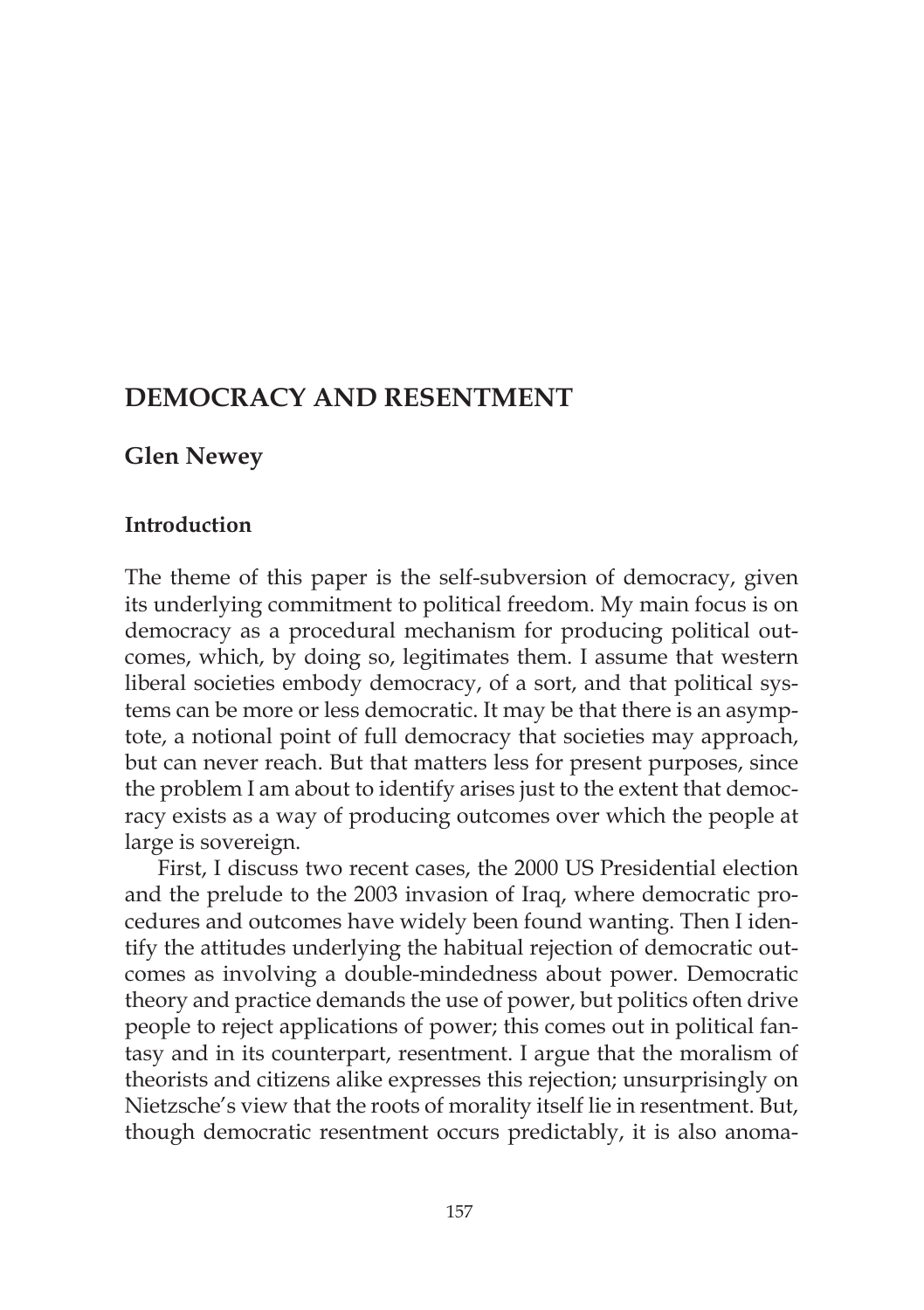# DEMOCRACY AND RESENTMENT

## Glen Newey

### Introduction

The theme of this paper is the self-subversion of democracy, given its underlying commitment to political freedom. My main focus is on democracy as a procedural mechanism for producing political outcomes, which, by doing so, legitimates them. I assume that western liberal societies embody democracy, of a sort, and that political systems can be more or less democratic. It may be that there is an asymptote, a notional point of full democracy that societies may approach, but can never reach. But that matters less for present purposes, since the problem I am about to identify arises just to the extent that democracy exists as a way of producing outcomes over which the people at large is sovereign.

First, I discuss two recent cases, the 2000 US Presidential election and the prelude to the 2003 invasion of Iraq, where democratic procedures and outcomes have widely been found wanting. Then I identify the attitudes underlying the habitual rejection of democratic outcomes as involving a double-mindedness about power. Democratic theory and practice demands the use of power, but politics often drive people to reject applications of power; this comes out in political fantasy and in its counterpart, resentment. I argue that the moralism of theorists and citizens alike expresses this rejection; unsurprisingly on Nietzsche's view that the roots of morality itself lie in resentment. But, though democratic resentment occurs predictably, it is also anoma-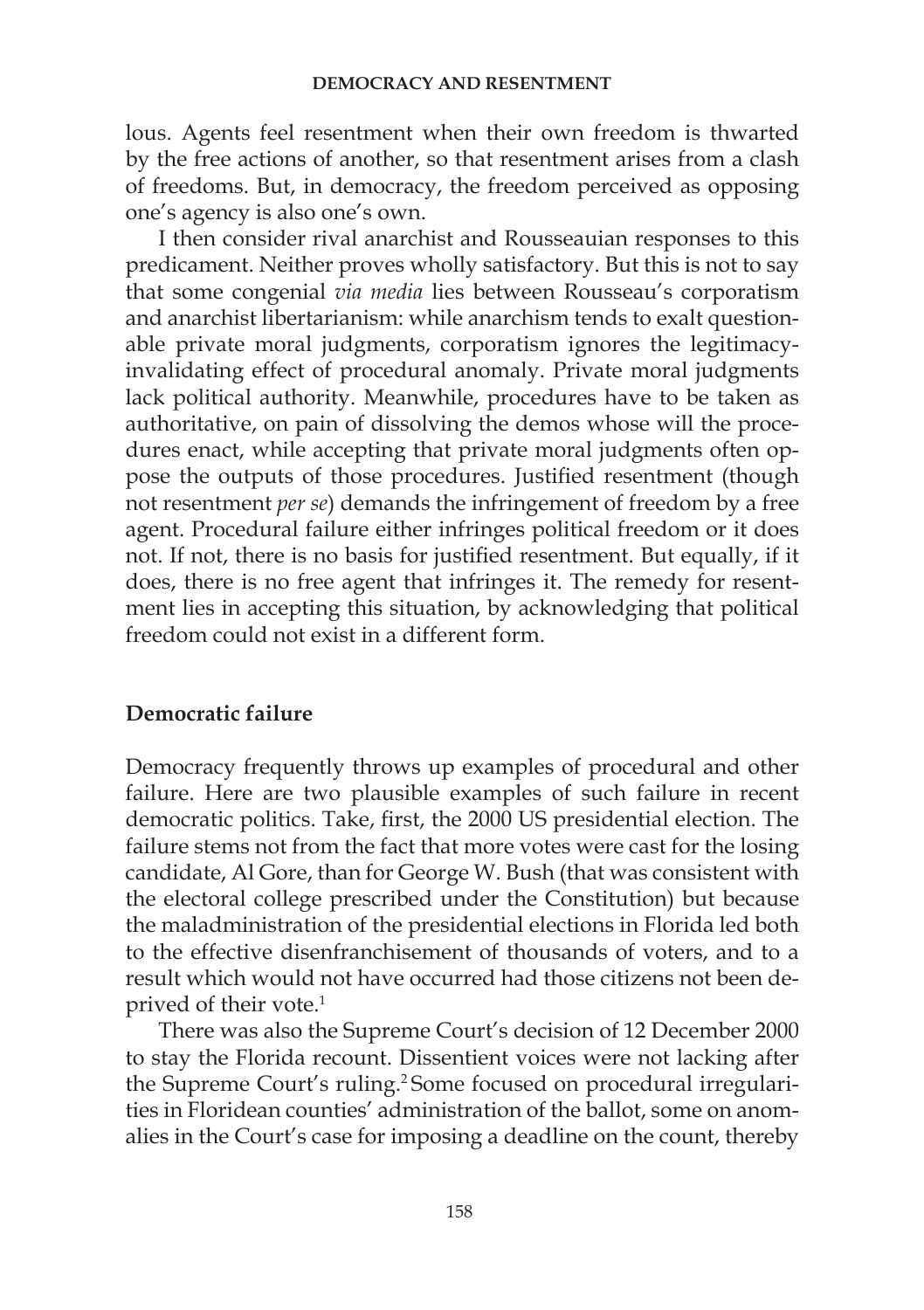lous. Agents feel resentment when their own freedom is thwarted by the free actions of another, so that resentment arises from a clash of freedoms. But, in democracy, the freedom perceived as opposing one's agency is also one's own.

I then consider rival anarchist and Rousseauian responses to this predicament. Neither proves wholly satisfactory. But this is not to say that some congenial *via media* lies between Rousseau's corporatism and anarchist libertarianism: while anarchism tends to exalt questionable private moral judgments, corporatism ignores the legitimacy-invalidating effect of procedural anomaly. Private moral judgments lack political authority. Meanwhile, procedures have to be taken as authoritative, on pain of dissolving the demos whose will the procedures enact, while accepting that private moral judgments often oppose the outputs of those procedures. Justified resentment (though not resentment *per se*) demands the infringement of freedom by a free agent. Procedural failure either infringes political freedom or it does not. If not, there is no basis for justified resentment. But equally, if it does, there is no free agent that infringes it. The remedy for resentment lies in accepting this situation, by acknowledging that political freedom could not exist in a different form.

## Democratic failure

Democracy frequently throws up examples of procedural and other failure. Here are two plausible examples of such failure in recent democratic politics. Take, first, the 2000 US presidential election. The failure stems not from the fact that more votes were cast for the losing candidate, Al Gore, than for George W. Bush (that was consistent with the electoral college prescribed under the Constitution) but because the maladministration of the presidential elections in Florida led both to the effective disenfranchisement of thousands of voters, and to a result which would not have occurred had those citizens not been deprived of their vote.[1]

There was also the Supreme Court's decision of 12 December 2000 to stay the Florida recount. Dissentient voices were not lacking after the Supreme Court's ruling.[2] Some focused on procedural irregularities in Floridean counties' administration of the ballot, some on anomalies in the Court's case for imposing a deadline on the count, thereby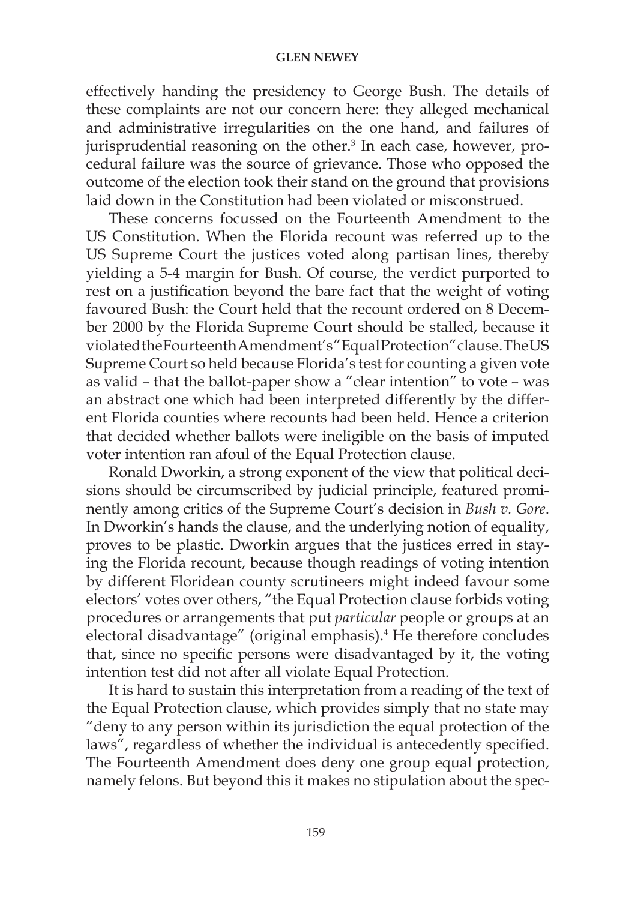effectively handing the presidency to George Bush. The details of these complaints are not our concern here: they alleged mechanical and administrative irregularities on the one hand, and failures of jurisprudential reasoning on the other.[3] In each case, however, procedural failure was the source of grievance. Those who opposed the outcome of the election took their stand on the ground that provisions laid down in the Constitution had been violated or misconstrued.

These concerns focussed on the Fourteenth Amendment to the US Constitution. When the Florida recount was referred up to the US Supreme Court the justices voted along partisan lines, thereby yielding a 5-4 margin for Bush. Of course, the verdict purported to rest on a justification beyond the bare fact that the weight of voting favoured Bush: the Court held that the recount ordered on 8 December 2000 by the Florida Supreme Court should be stalled, because it violated the Fourteenth Amendment's "Equal Protection" clause. The US Supreme Court so held because Florida's test for counting a given vote as valid – that the ballot-paper show a "clear intention" to vote – was an abstract one which had been interpreted differently by the different Florida counties where recounts had been held. Hence a criterion that decided whether ballots were ineligible on the basis of imputed voter intention ran afoul of the Equal Protection clause.

Ronald Dworkin, a strong exponent of the view that political decisions should be circumscribed by judicial principle, featured prominently among critics of the Supreme Court's decision in *Bush v. Gore*. In Dworkin's hands the clause, and the underlying notion of equality, proves to be plastic. Dworkin argues that the justices erred in staying the Florida recount, because though readings of voting intention by different Floridean county scrutineers might indeed favour some electors' votes over others, "the Equal Protection clause forbids voting procedures or arrangements that put *particular* people or groups at an electoral disadvantage" (original emphasis).[4] He therefore concludes that, since no specific persons were disadvantaged by it, the voting intention test did not after all violate Equal Protection.

It is hard to sustain this interpretation from a reading of the text of the Equal Protection clause, which provides simply that no state may "deny to any person within its jurisdiction the equal protection of the laws", regardless of whether the individual is antecedently specified. The Fourteenth Amendment does deny one group equal protection, namely felons. But beyond this it makes no stipulation about the spec-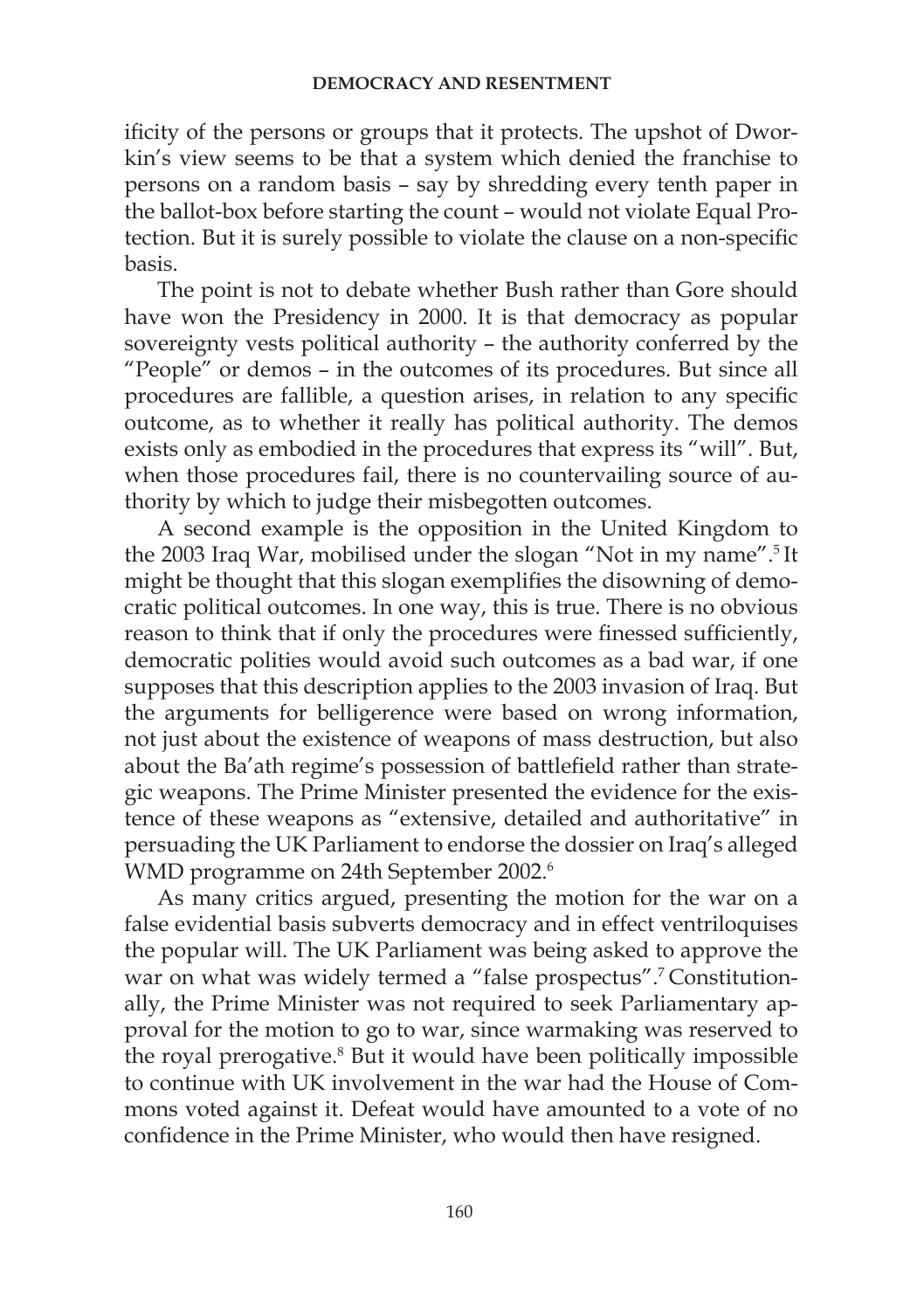ificity of the persons or groups that it protects. The upshot of Dworkin's view seems to be that a system which denied the franchise to persons on a random basis – say by shredding every tenth paper in the ballot-box before starting the count – would not violate Equal Protection. But it is surely possible to violate the clause on a non-specific basis.

The point is not to debate whether Bush rather than Gore should have won the Presidency in 2000. It is that democracy as popular sovereignty vests political authority – the authority conferred by the "People" or demos – in the outcomes of its procedures. But since all procedures are fallible, a question arises, in relation to any specific outcome, as to whether it really has political authority. The demos exists only as embodied in the procedures that express its "will". But, when those procedures fail, there is no countervailing source of authority by which to judge their misbegotten outcomes.

A second example is the opposition in the United Kingdom to the 2003 Iraq War, mobilised under the slogan "Not in my name".[5] It might be thought that this slogan exemplifies the disowning of democratic political outcomes. In one way, this is true. There is no obvious reason to think that if only the procedures were finessed sufficiently, democratic polities would avoid such outcomes as a bad war, if one supposes that this description applies to the 2003 invasion of Iraq. But the arguments for belligerence were based on wrong information, not just about the existence of weapons of mass destruction, but also about the Ba'ath regime's possession of battlefield rather than strategic weapons. The Prime Minister presented the evidence for the existence of these weapons as "extensive, detailed and authoritative" in persuading the UK Parliament to endorse the dossier on Iraq's alleged WMD programme on 24th September 2002.[6]

As many critics argued, presenting the motion for the war on a false evidential basis subverts democracy and in effect ventriloquises the popular will. The UK Parliament was being asked to approve the war on what was widely termed a "false prospectus".[7] Constitutionally, the Prime Minister was not required to seek Parliamentary approval for the motion to go to war, since warmaking was reserved to the royal prerogative.[8] But it would have been politically impossible to continue with UK involvement in the war had the House of Commons voted against it. Defeat would have amounted to a vote of no confidence in the Prime Minister, who would then have resigned.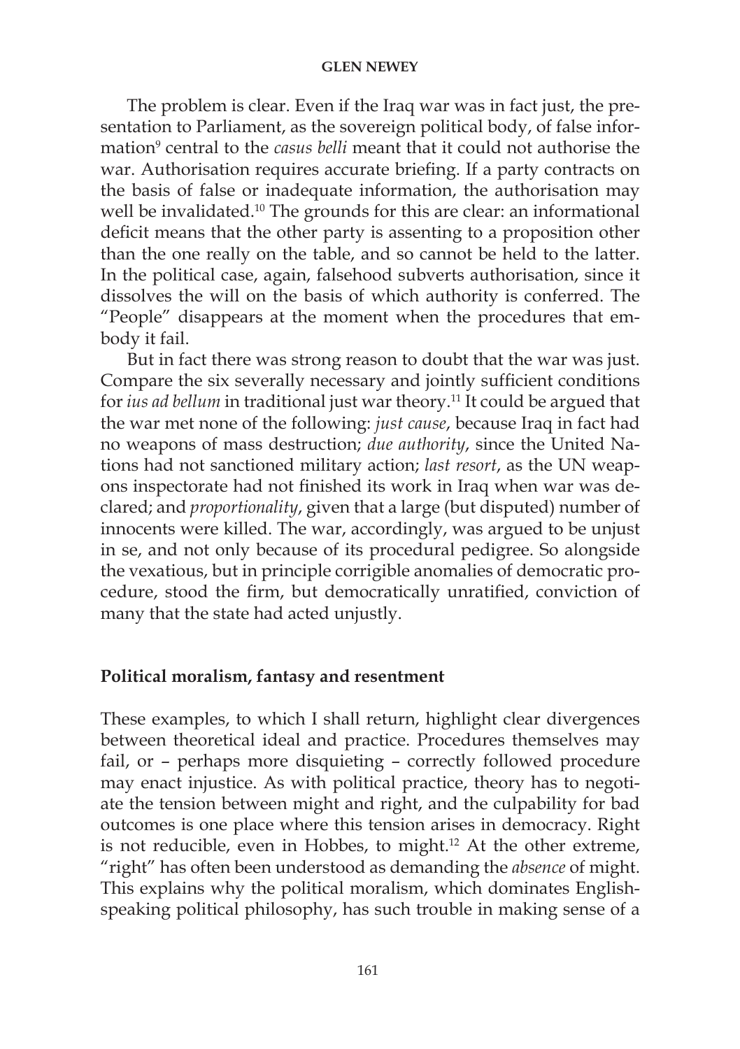The problem is clear. Even if the Iraq war was in fact just, the presentation to Parliament, as the sovereign political body, of false information[9] central to the *casus belli* meant that it could not authorise the war. Authorisation requires accurate briefing. If a party contracts on the basis of false or inadequate information, the authorisation may well be invalidated.[10] The grounds for this are clear: an informational deficit means that the other party is assenting to a proposition other than the one really on the table, and so cannot be held to the latter. In the political case, again, falsehood subverts authorisation, since it dissolves the will on the basis of which authority is conferred. The "People" disappears at the moment when the procedures that embody it fail.

But in fact there was strong reason to doubt that the war was just. Compare the six severally necessary and jointly sufficient conditions for *ius ad bellum* in traditional just war theory.[11] It could be argued that the war met none of the following: *just cause*, because Iraq in fact had no weapons of mass destruction; *due authority*, since the United Nations had not sanctioned military action; *last resort*, as the UN weapons inspectorate had not finished its work in Iraq when war was declared; and *proportionality*, given that a large (but disputed) number of innocents were killed. The war, accordingly, was argued to be unjust in se, and not only because of its procedural pedigree. So alongside the vexatious, but in principle corrigible anomalies of democratic procedure, stood the firm, but democratically unratified, conviction of many that the state had acted unjustly.

## Political moralism, fantasy and resentment

These examples, to which I shall return, highlight clear divergences between theoretical ideal and practice. Procedures themselves may fail, or – perhaps more disquieting – correctly followed procedure may enact injustice. As with political practice, theory has to negotiate the tension between might and right, and the culpability for bad outcomes is one place where this tension arises in democracy. Right is not reducible, even in Hobbes, to might.[12] At the other extreme, "right" has often been understood as demanding the *absence* of might. This explains why the political moralism, which dominates English-speaking political philosophy, has such trouble in making sense of a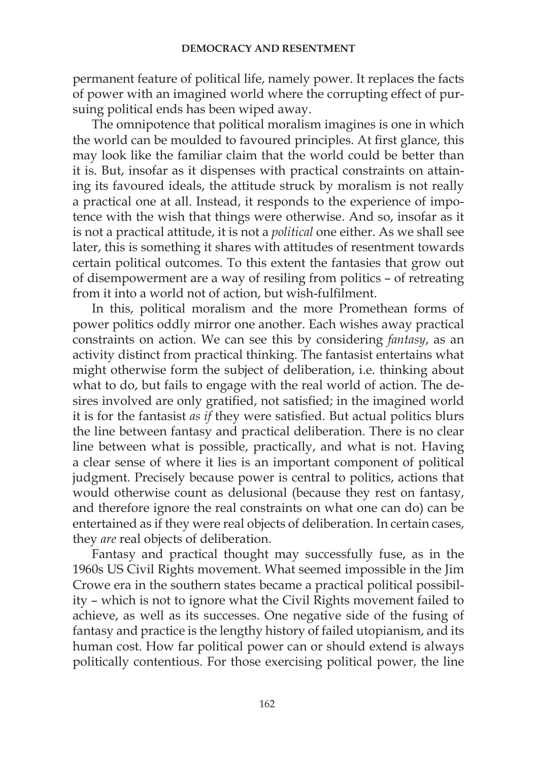permanent feature of political life, namely power. It replaces the facts of power with an imagined world where the corrupting effect of pursuing political ends has been wiped away.

The omnipotence that political moralism imagines is one in which the world can be moulded to favoured principles. At first glance, this may look like the familiar claim that the world could be better than it is. But, insofar as it dispenses with practical constraints on attaining its favoured ideals, the attitude struck by moralism is not really a practical one at all. Instead, it responds to the experience of impotence with the wish that things were otherwise. And so, insofar as it is not a practical attitude, it is not a *political* one either. As we shall see later, this is something it shares with attitudes of resentment towards certain political outcomes. To this extent the fantasies that grow out of disempowerment are a way of resiling from politics – of retreating from it into a world not of action, but wish-fulfilment.

In this, political moralism and the more Promethean forms of power politics oddly mirror one another. Each wishes away practical constraints on action. We can see this by considering *fantasy*, as an activity distinct from practical thinking. The fantasist entertains what might otherwise form the subject of deliberation, i.e. thinking about what to do, but fails to engage with the real world of action. The desires involved are only gratified, not satisfied; in the imagined world it is for the fantasist *as if* they were satisfied. But actual politics blurs the line between fantasy and practical deliberation. There is no clear line between what is possible, practically, and what is not. Having a clear sense of where it lies is an important component of political judgment. Precisely because power is central to politics, actions that would otherwise count as delusional (because they rest on fantasy, and therefore ignore the real constraints on what one can do) can be entertained as if they were real objects of deliberation. In certain cases, they *are* real objects of deliberation.

Fantasy and practical thought may successfully fuse, as in the 1960s US Civil Rights movement. What seemed impossible in the Jim Crowe era in the southern states became a practical political possibility – which is not to ignore what the Civil Rights movement failed to achieve, as well as its successes. One negative side of the fusing of fantasy and practice is the lengthy history of failed utopianism, and its human cost. How far political power can or should extend is always politically contentious. For those exercising political power, the line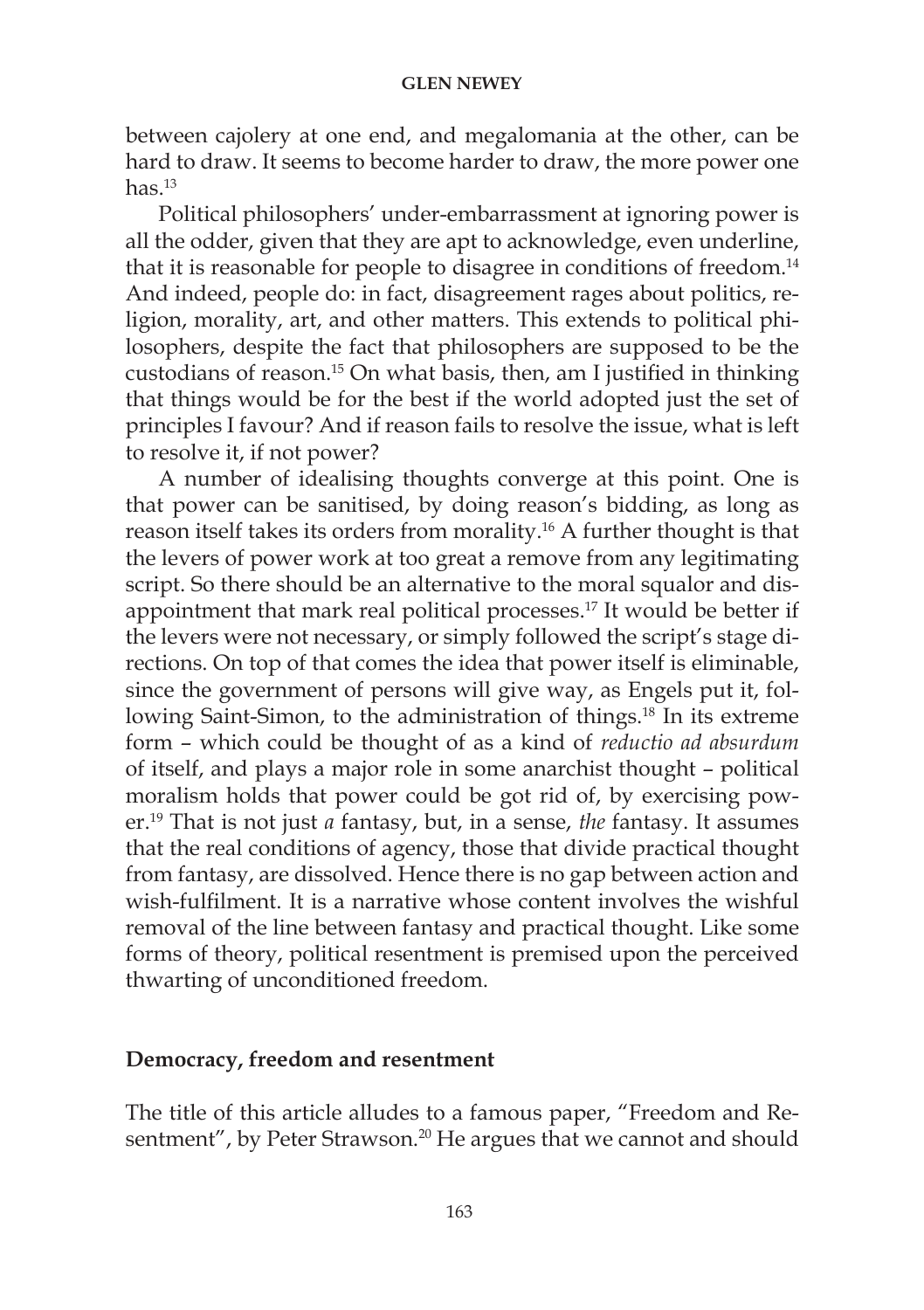between cajolery at one end, and megalomania at the other, can be hard to draw. It seems to become harder to draw, the more power one has.[13]

Political philosophers' under-embarrassment at ignoring power is all the odder, given that they are apt to acknowledge, even underline, that it is reasonable for people to disagree in conditions of freedom.[14] And indeed, people do: in fact, disagreement rages about politics, religion, morality, art, and other matters. This extends to political philosophers, despite the fact that philosophers are supposed to be the custodians of reason.[15] On what basis, then, am I justified in thinking that things would be for the best if the world adopted just the set of principles I favour? And if reason fails to resolve the issue, what is left to resolve it, if not power?

A number of idealising thoughts converge at this point. One is that power can be sanitised, by doing reason's bidding, as long as reason itself takes its orders from morality.[16] A further thought is that the levers of power work at too great a remove from any legitimating script. So there should be an alternative to the moral squalor and disappointment that mark real political processes.[17] It would be better if the levers were not necessary, or simply followed the script's stage directions. On top of that comes the idea that power itself is eliminable, since the government of persons will give way, as Engels put it, following Saint-Simon, to the administration of things.[18] In its extreme form – which could be thought of as a kind of *reductio ad absurdum* of itself, and plays a major role in some anarchist thought – political moralism holds that power could be got rid of, by exercising power.[19] That is not just *a* fantasy, but, in a sense, *the* fantasy. It assumes that the real conditions of agency, those that divide practical thought from fantasy, are dissolved. Hence there is no gap between action and wish-fulfilment. It is a narrative whose content involves the wishful removal of the line between fantasy and practical thought. Like some forms of theory, political resentment is premised upon the perceived thwarting of unconditioned freedom.

## Democracy, freedom and resentment

The title of this article alludes to a famous paper, "Freedom and Resentment", by Peter Strawson.[20] He argues that we cannot and should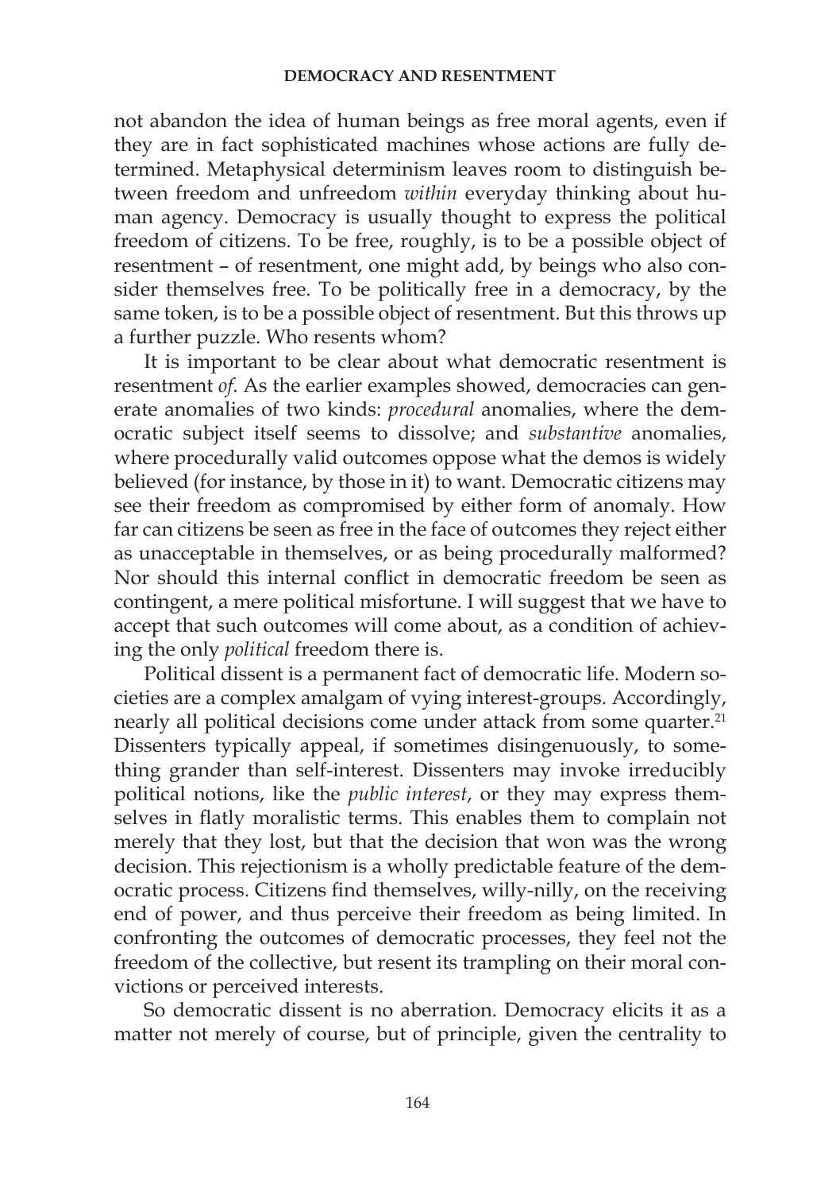not abandon the idea of human beings as free moral agents, even if they are in fact sophisticated machines whose actions are fully determined. Metaphysical determinism leaves room to distinguish between freedom and unfreedom *within* everyday thinking about human agency. Democracy is usually thought to express the political freedom of citizens. To be free, roughly, is to be a possible object of resentment – of resentment, one might add, by beings who also consider themselves free. To be politically free in a democracy, by the same token, is to be a possible object of resentment. But this throws up a further puzzle. Who resents whom?

It is important to be clear about what democratic resentment is resentment *of*. As the earlier examples showed, democracies can generate anomalies of two kinds: *procedural* anomalies, where the democratic subject itself seems to dissolve; and *substantive* anomalies, where procedurally valid outcomes oppose what the demos is widely believed (for instance, by those in it) to want. Democratic citizens may see their freedom as compromised by either form of anomaly. How far can citizens be seen as free in the face of outcomes they reject either as unacceptable in themselves, or as being procedurally malformed? Nor should this internal conflict in democratic freedom be seen as contingent, a mere political misfortune. I will suggest that we have to accept that such outcomes will come about, as a condition of achieving the only *political* freedom there is.

Political dissent is a permanent fact of democratic life. Modern societies are a complex amalgam of vying interest-groups. Accordingly, nearly all political decisions come under attack from some quarter.[21] Dissenters typically appeal, if sometimes disingenuously, to something grander than self-interest. Dissenters may invoke irreducibly political notions, like the *public interest*, or they may express themselves in flatly moralistic terms. This enables them to complain not merely that they lost, but that the decision that won was the wrong decision. This rejectionism is a wholly predictable feature of the democratic process. Citizens find themselves, willy-nilly, on the receiving end of power, and thus perceive their freedom as being limited. In confronting the outcomes of democratic processes, they feel not the freedom of the collective, but resent its trampling on their moral convictions or perceived interests.

So democratic dissent is no aberration. Democracy elicits it as a matter not merely of course, but of principle, given the centrality to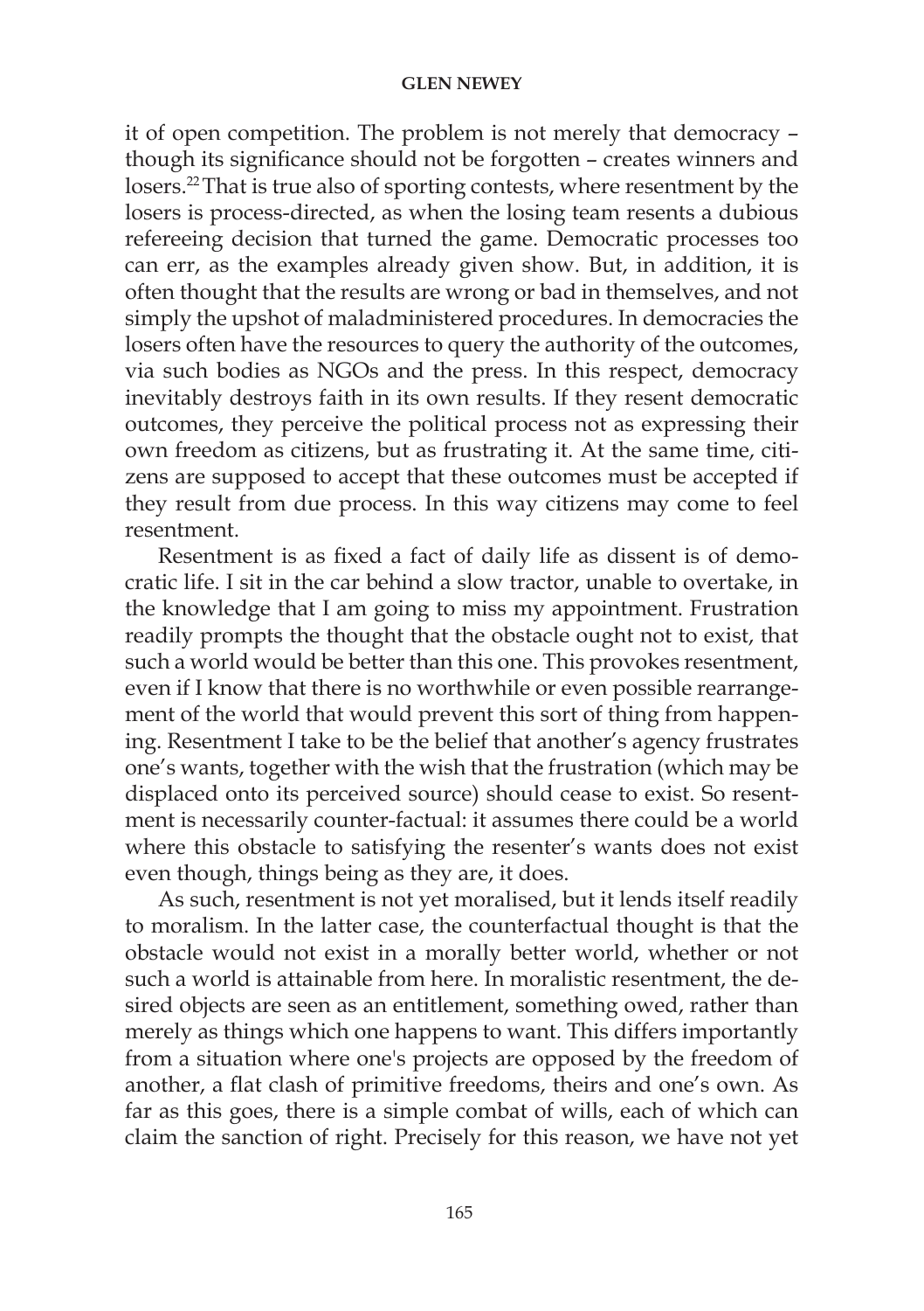it of open competition. The problem is not merely that democracy – though its significance should not be forgotten – creates winners and losers.[22] That is true also of sporting contests, where resentment by the losers is process-directed, as when the losing team resents a dubious refereeing decision that turned the game. Democratic processes too can err, as the examples already given show. But, in addition, it is often thought that the results are wrong or bad in themselves, and not simply the upshot of maladministered procedures. In democracies the losers often have the resources to query the authority of the outcomes, via such bodies as NGOs and the press. In this respect, democracy inevitably destroys faith in its own results. If they resent democratic outcomes, they perceive the political process not as expressing their own freedom as citizens, but as frustrating it. At the same time, citizens are supposed to accept that these outcomes must be accepted if they result from due process. In this way citizens may come to feel resentment.

Resentment is as fixed a fact of daily life as dissent is of democratic life. I sit in the car behind a slow tractor, unable to overtake, in the knowledge that I am going to miss my appointment. Frustration readily prompts the thought that the obstacle ought not to exist, that such a world would be better than this one. This provokes resentment, even if I know that there is no worthwhile or even possible rearrangement of the world that would prevent this sort of thing from happening. Resentment I take to be the belief that another's agency frustrates one's wants, together with the wish that the frustration (which may be displaced onto its perceived source) should cease to exist. So resentment is necessarily counter-factual: it assumes there could be a world where this obstacle to satisfying the resenter's wants does not exist even though, things being as they are, it does.

As such, resentment is not yet moralised, but it lends itself readily to moralism. In the latter case, the counterfactual thought is that the obstacle would not exist in a morally better world, whether or not such a world is attainable from here. In moralistic resentment, the desired objects are seen as an entitlement, something owed, rather than merely as things which one happens to want. This differs importantly from a situation where one's projects are opposed by the freedom of another, a flat clash of primitive freedoms, theirs and one's own. As far as this goes, there is a simple combat of wills, each of which can claim the sanction of right. Precisely for this reason, we have not yet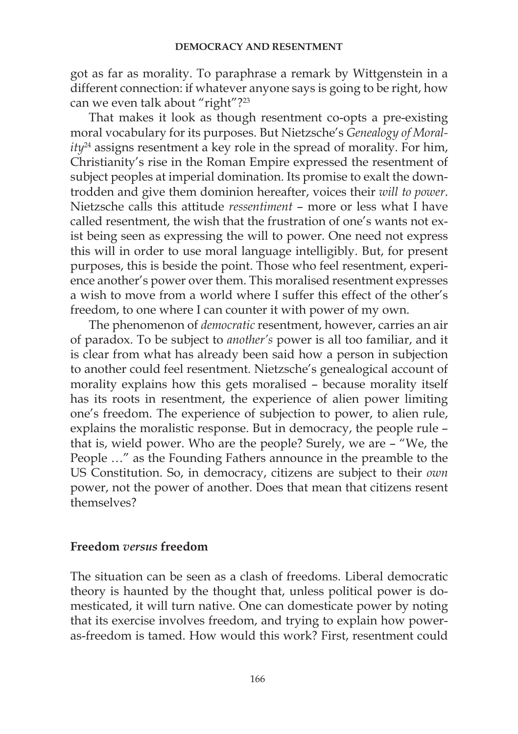got as far as morality. To paraphrase a remark by Wittgenstein in a different connection: if whatever anyone says is going to be right, how can we even talk about "right"?[23]

That makes it look as though resentment co-opts a pre-existing moral vocabulary for its purposes. But Nietzsche's *Genealogy of Morality*[24] assigns resentment a key role in the spread of morality. For him, Christianity's rise in the Roman Empire expressed the resentment of subject peoples at imperial domination. Its promise to exalt the downtrodden and give them dominion hereafter, voices their *will to power*. Nietzsche calls this attitude *ressentiment* – more or less what I have called resentment, the wish that the frustration of one's wants not exist being seen as expressing the will to power. One need not express this will in order to use moral language intelligibly. But, for present purposes, this is beside the point. Those who feel resentment, experience another's power over them. This moralised resentment expresses a wish to move from a world where I suffer this effect of the other's freedom, to one where I can counter it with power of my own.

The phenomenon of *democratic* resentment, however, carries an air of paradox. To be subject to *another's* power is all too familiar, and it is clear from what has already been said how a person in subjection to another could feel resentment. Nietzsche's genealogical account of morality explains how this gets moralised – because morality itself has its roots in resentment, the experience of alien power limiting one's freedom. The experience of subjection to power, to alien rule, explains the moralistic response. But in democracy, the people rule – that is, wield power. Who are the people? Surely, we are – "We, the People …" as the Founding Fathers announce in the preamble to the US Constitution. So, in democracy, citizens are subject to their *own* power, not the power of another. Does that mean that citizens resent themselves?

## Freedom *versus* freedom

The situation can be seen as a clash of freedoms. Liberal democratic theory is haunted by the thought that, unless political power is domesticated, it will turn native. One can domesticate power by noting that its exercise involves freedom, and trying to explain how power-as-freedom is tamed. How would this work? First, resentment could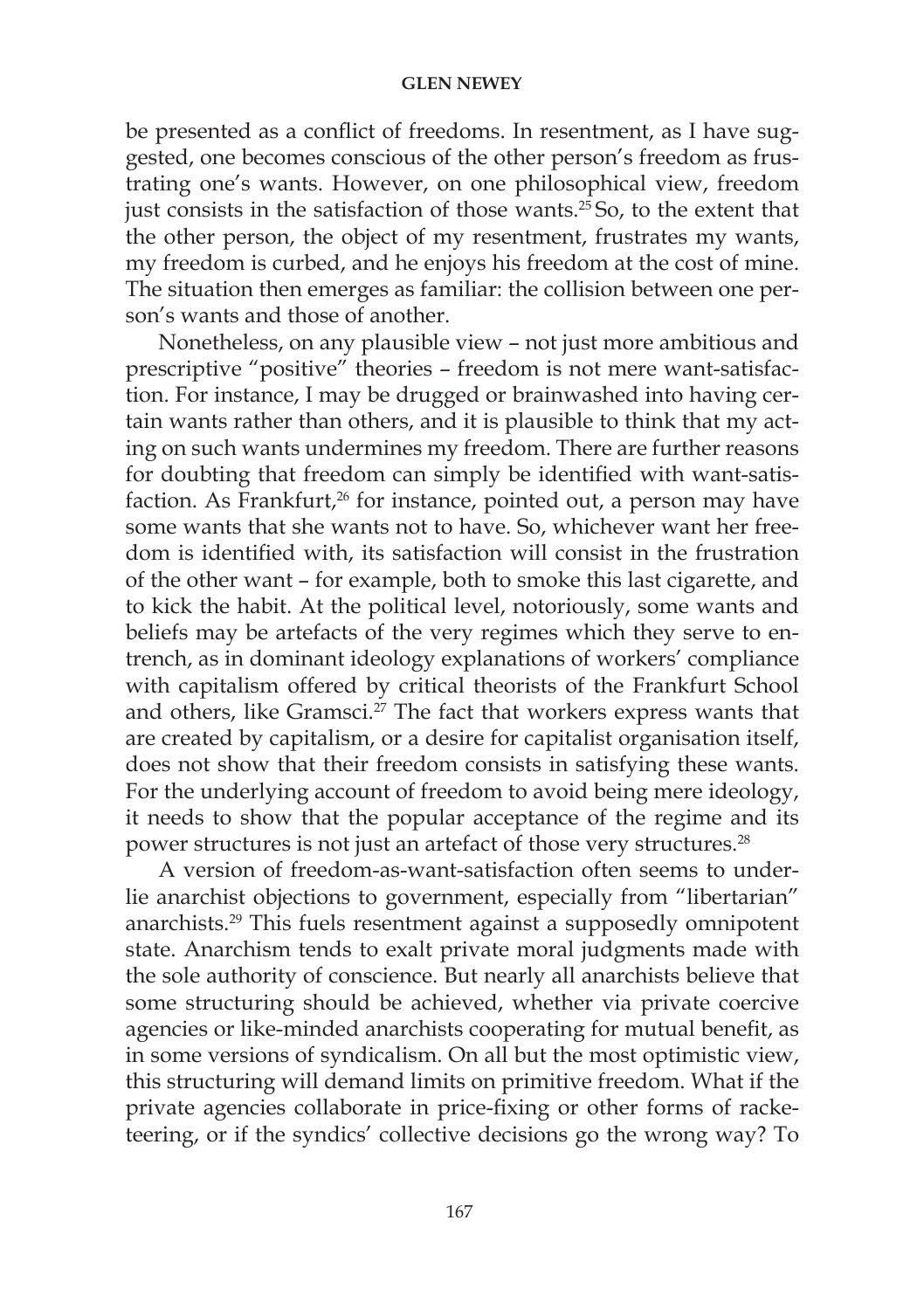be presented as a conflict of freedoms. In resentment, as I have suggested, one becomes conscious of the other person's freedom as frustrating one's wants. However, on one philosophical view, freedom just consists in the satisfaction of those wants.[25] So, to the extent that the other person, the object of my resentment, frustrates my wants, my freedom is curbed, and he enjoys his freedom at the cost of mine. The situation then emerges as familiar: the collision between one person's wants and those of another.

Nonetheless, on any plausible view – not just more ambitious and prescriptive "positive" theories – freedom is not mere want-satisfaction. For instance, I may be drugged or brainwashed into having certain wants rather than others, and it is plausible to think that my acting on such wants undermines my freedom. There are further reasons for doubting that freedom can simply be identified with want-satisfaction. As Frankfurt,[26] for instance, pointed out, a person may have some wants that she wants not to have. So, whichever want her freedom is identified with, its satisfaction will consist in the frustration of the other want – for example, both to smoke this last cigarette, and to kick the habit. At the political level, notoriously, some wants and beliefs may be artefacts of the very regimes which they serve to entrench, as in dominant ideology explanations of workers' compliance with capitalism offered by critical theorists of the Frankfurt School and others, like Gramsci.[27] The fact that workers express wants that are created by capitalism, or a desire for capitalist organisation itself, does not show that their freedom consists in satisfying these wants. For the underlying account of freedom to avoid being mere ideology, it needs to show that the popular acceptance of the regime and its power structures is not just an artefact of those very structures.[28]

A version of freedom-as-want-satisfaction often seems to underlie anarchist objections to government, especially from "libertarian" anarchists.[29] This fuels resentment against a supposedly omnipotent state. Anarchism tends to exalt private moral judgments made with the sole authority of conscience. But nearly all anarchists believe that some structuring should be achieved, whether via private coercive agencies or like-minded anarchists cooperating for mutual benefit, as in some versions of syndicalism. On all but the most optimistic view, this structuring will demand limits on primitive freedom. What if the private agencies collaborate in price-fixing or other forms of racketeering, or if the syndics' collective decisions go the wrong way? To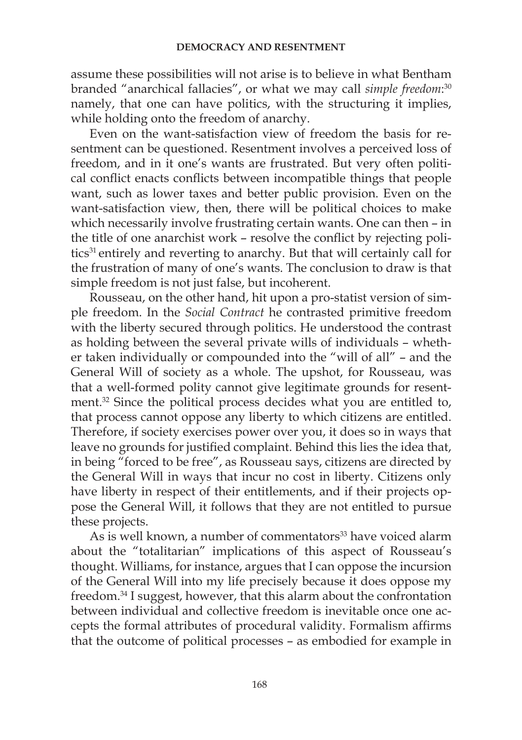assume these possibilities will not arise is to believe in what Bentham branded "anarchical fallacies", or what we may call *simple freedom*:[30] namely, that one can have politics, with the structuring it implies, while holding onto the freedom of anarchy.

Even on the want-satisfaction view of freedom the basis for resentment can be questioned. Resentment involves a perceived loss of freedom, and in it one's wants are frustrated. But very often political conflict enacts conflicts between incompatible things that people want, such as lower taxes and better public provision. Even on the want-satisfaction view, then, there will be political choices to make which necessarily involve frustrating certain wants. One can then – in the title of one anarchist work – resolve the conflict by rejecting politics[31] entirely and reverting to anarchy. But that will certainly call for the frustration of many of one's wants. The conclusion to draw is that simple freedom is not just false, but incoherent.

Rousseau, on the other hand, hit upon a pro-statist version of simple freedom. In the *Social Contract* he contrasted primitive freedom with the liberty secured through politics. He understood the contrast as holding between the several private wills of individuals – whether taken individually or compounded into the "will of all" – and the General Will of society as a whole. The upshot, for Rousseau, was that a well-formed polity cannot give legitimate grounds for resentment.[32] Since the political process decides what you are entitled to, that process cannot oppose any liberty to which citizens are entitled. Therefore, if society exercises power over you, it does so in ways that leave no grounds for justified complaint. Behind this lies the idea that, in being "forced to be free", as Rousseau says, citizens are directed by the General Will in ways that incur no cost in liberty. Citizens only have liberty in respect of their entitlements, and if their projects oppose the General Will, it follows that they are not entitled to pursue these projects.

As is well known, a number of commentators[33] have voiced alarm about the "totalitarian" implications of this aspect of Rousseau's thought. Williams, for instance, argues that I can oppose the incursion of the General Will into my life precisely because it does oppose my freedom.[34] I suggest, however, that this alarm about the confrontation between individual and collective freedom is inevitable once one accepts the formal attributes of procedural validity. Formalism affirms that the outcome of political processes – as embodied for example in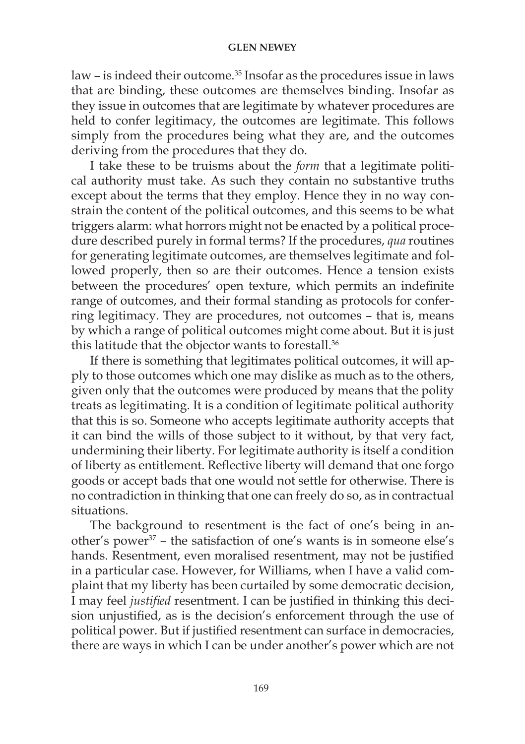law – is indeed their outcome.[35] Insofar as the procedures issue in laws that are binding, these outcomes are themselves binding. Insofar as they issue in outcomes that are legitimate by whatever procedures are held to confer legitimacy, the outcomes are legitimate. This follows simply from the procedures being what they are, and the outcomes deriving from the procedures that they do.

I take these to be truisms about the *form* that a legitimate political authority must take. As such they contain no substantive truths except about the terms that they employ. Hence they in no way constrain the content of the political outcomes, and this seems to be what triggers alarm: what horrors might not be enacted by a political procedure described purely in formal terms? If the procedures, *qua* routines for generating legitimate outcomes, are themselves legitimate and followed properly, then so are their outcomes. Hence a tension exists between the procedures' open texture, which permits an indefinite range of outcomes, and their formal standing as protocols for conferring legitimacy. They are procedures, not outcomes – that is, means by which a range of political outcomes might come about. But it is just this latitude that the objector wants to forestall.[36]

If there is something that legitimates political outcomes, it will apply to those outcomes which one may dislike as much as to the others, given only that the outcomes were produced by means that the polity treats as legitimating. It is a condition of legitimate political authority that this is so. Someone who accepts legitimate authority accepts that it can bind the wills of those subject to it without, by that very fact, undermining their liberty. For legitimate authority is itself a condition of liberty as entitlement. Reflective liberty will demand that one forgo goods or accept bads that one would not settle for otherwise. There is no contradiction in thinking that one can freely do so, as in contractual situations.

The background to resentment is the fact of one's being in another's power[37] – the satisfaction of one's wants is in someone else's hands. Resentment, even moralised resentment, may not be justified in a particular case. However, for Williams, when I have a valid complaint that my liberty has been curtailed by some democratic decision, I may feel *justified* resentment. I can be justified in thinking this decision unjustified, as is the decision's enforcement through the use of political power. But if justified resentment can surface in democracies, there are ways in which I can be under another's power which are not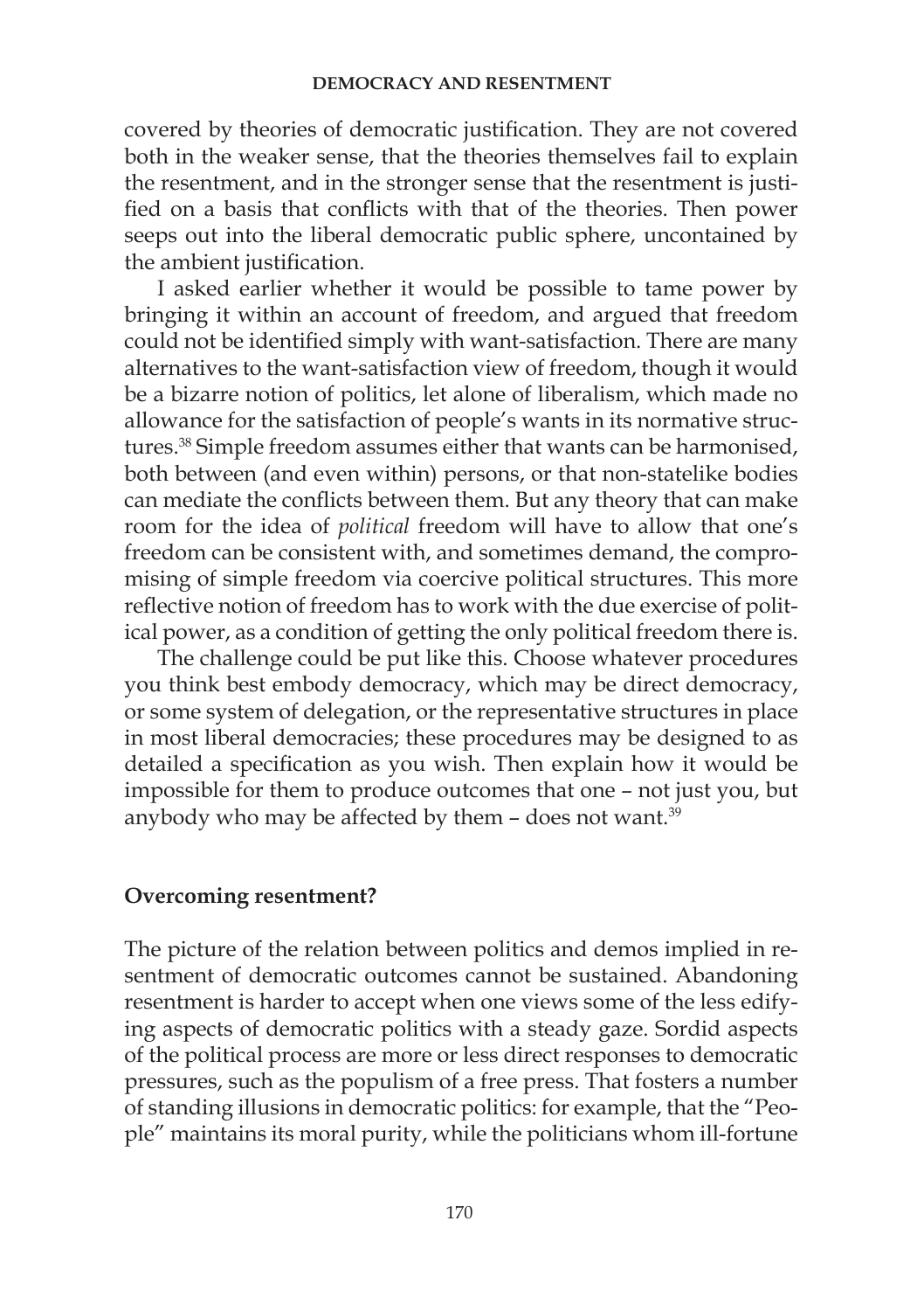covered by theories of democratic justification. They are not covered both in the weaker sense, that the theories themselves fail to explain the resentment, and in the stronger sense that the resentment is justified on a basis that conflicts with that of the theories. Then power seeps out into the liberal democratic public sphere, uncontained by the ambient justification.

I asked earlier whether it would be possible to tame power by bringing it within an account of freedom, and argued that freedom could not be identified simply with want-satisfaction. There are many alternatives to the want-satisfaction view of freedom, though it would be a bizarre notion of politics, let alone of liberalism, which made no allowance for the satisfaction of people's wants in its normative structures.[38] Simple freedom assumes either that wants can be harmonised, both between (and even within) persons, or that non-statelike bodies can mediate the conflicts between them. But any theory that can make room for the idea of *political* freedom will have to allow that one's freedom can be consistent with, and sometimes demand, the compromising of simple freedom via coercive political structures. This more reflective notion of freedom has to work with the due exercise of political power, as a condition of getting the only political freedom there is.

The challenge could be put like this. Choose whatever procedures you think best embody democracy, which may be direct democracy, or some system of delegation, or the representative structures in place in most liberal democracies; these procedures may be designed to as detailed a specification as you wish. Then explain how it would be impossible for them to produce outcomes that one – not just you, but anybody who may be affected by them – does not want.[39]

## Overcoming resentment?

The picture of the relation between politics and demos implied in resentment of democratic outcomes cannot be sustained. Abandoning resentment is harder to accept when one views some of the less edifying aspects of democratic politics with a steady gaze. Sordid aspects of the political process are more or less direct responses to democratic pressures, such as the populism of a free press. That fosters a number of standing illusions in democratic politics: for example, that the "People" maintains its moral purity, while the politicians whom ill-fortune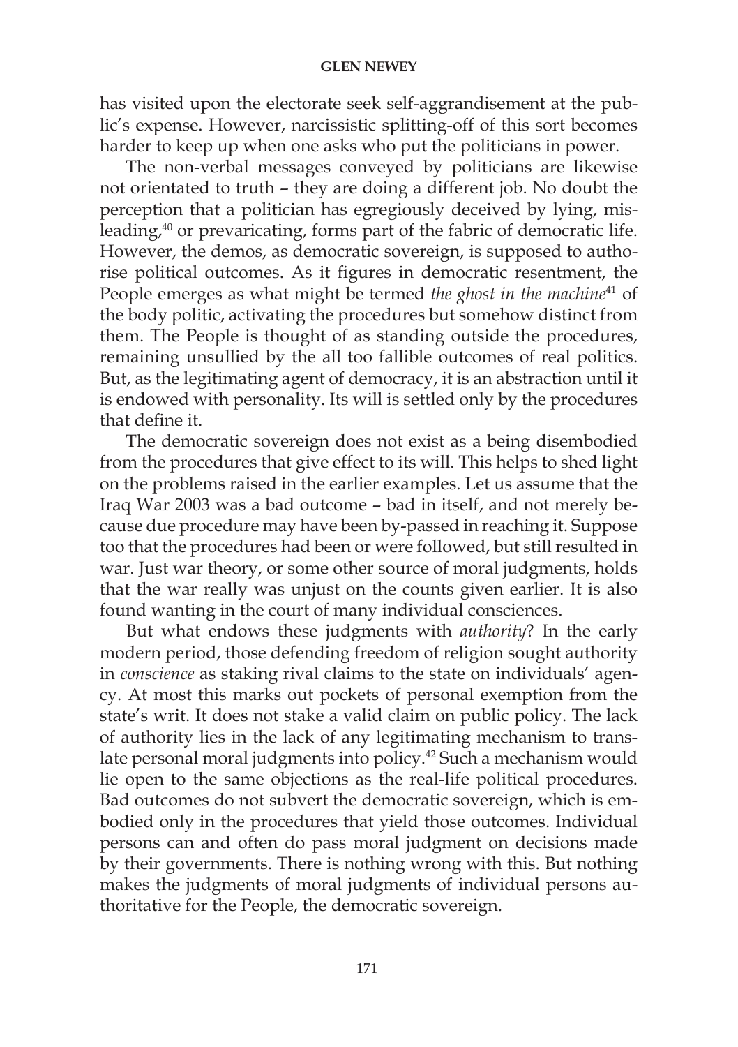has visited upon the electorate seek self-aggrandisement at the public's expense. However, narcissistic splitting-off of this sort becomes harder to keep up when one asks who put the politicians in power.

The non-verbal messages conveyed by politicians are likewise not orientated to truth – they are doing a different job. No doubt the perception that a politician has egregiously deceived by lying, misleading,[40] or prevaricating, forms part of the fabric of democratic life. However, the demos, as democratic sovereign, is supposed to authorise political outcomes. As it figures in democratic resentment, the People emerges as what might be termed *the ghost in the machine*[41] of the body politic, activating the procedures but somehow distinct from them. The People is thought of as standing outside the procedures, remaining unsullied by the all too fallible outcomes of real politics. But, as the legitimating agent of democracy, it is an abstraction until it is endowed with personality. Its will is settled only by the procedures that define it.

The democratic sovereign does not exist as a being disembodied from the procedures that give effect to its will. This helps to shed light on the problems raised in the earlier examples. Let us assume that the Iraq War 2003 was a bad outcome – bad in itself, and not merely because due procedure may have been by-passed in reaching it. Suppose too that the procedures had been or were followed, but still resulted in war. Just war theory, or some other source of moral judgments, holds that the war really was unjust on the counts given earlier. It is also found wanting in the court of many individual consciences.

But what endows these judgments with *authority*? In the early modern period, those defending freedom of religion sought authority in *conscience* as staking rival claims to the state on individuals' agency. At most this marks out pockets of personal exemption from the state's writ. It does not stake a valid claim on public policy. The lack of authority lies in the lack of any legitimating mechanism to translate personal moral judgments into policy.[42] Such a mechanism would lie open to the same objections as the real-life political procedures. Bad outcomes do not subvert the democratic sovereign, which is embodied only in the procedures that yield those outcomes. Individual persons can and often do pass moral judgment on decisions made by their governments. There is nothing wrong with this. But nothing makes the judgments of moral judgments of individual persons authoritative for the People, the democratic sovereign.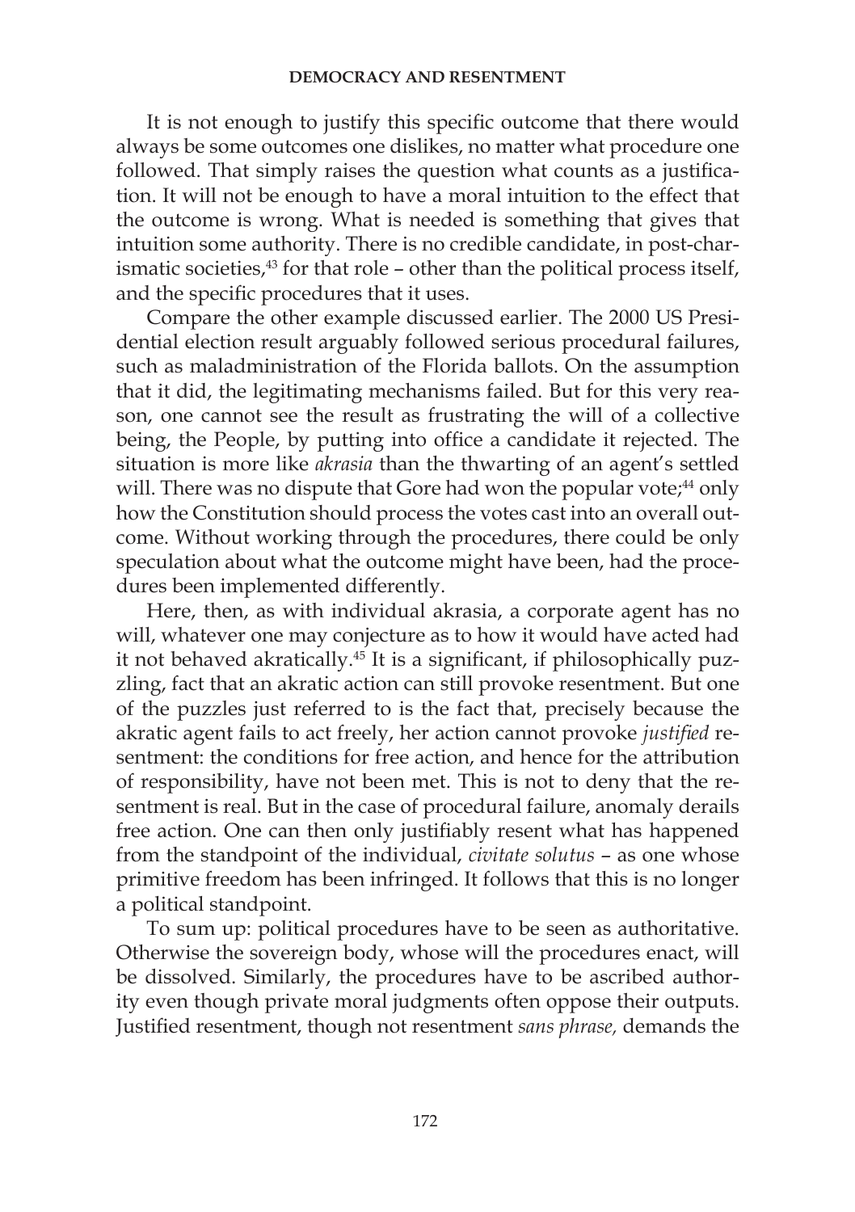It is not enough to justify this specific outcome that there would always be some outcomes one dislikes, no matter what procedure one followed. That simply raises the question what counts as a justification. It will not be enough to have a moral intuition to the effect that the outcome is wrong. What is needed is something that gives that intuition some authority. There is no credible candidate, in post-charismatic societies,[43] for that role – other than the political process itself, and the specific procedures that it uses.

Compare the other example discussed earlier. The 2000 US Presidential election result arguably followed serious procedural failures, such as maladministration of the Florida ballots. On the assumption that it did, the legitimating mechanisms failed. But for this very reason, one cannot see the result as frustrating the will of a collective being, the People, by putting into office a candidate it rejected. The situation is more like *akrasia* than the thwarting of an agent's settled will. There was no dispute that Gore had won the popular vote;[44] only how the Constitution should process the votes cast into an overall outcome. Without working through the procedures, there could be only speculation about what the outcome might have been, had the procedures been implemented differently.

Here, then, as with individual akrasia, a corporate agent has no will, whatever one may conjecture as to how it would have acted had it not behaved akratically.[45] It is a significant, if philosophically puzzling, fact that an akratic action can still provoke resentment. But one of the puzzles just referred to is the fact that, precisely because the akratic agent fails to act freely, her action cannot provoke *justified* resentment: the conditions for free action, and hence for the attribution of responsibility, have not been met. This is not to deny that the resentment is real. But in the case of procedural failure, anomaly derails free action. One can then only justifiably resent what has happened from the standpoint of the individual, *civitate solutus* – as one whose primitive freedom has been infringed. It follows that this is no longer a political standpoint.

To sum up: political procedures have to be seen as authoritative. Otherwise the sovereign body, whose will the procedures enact, will be dissolved. Similarly, the procedures have to be ascribed authority even though private moral judgments often oppose their outputs. Justified resentment, though not resentment *sans phrase,* demands the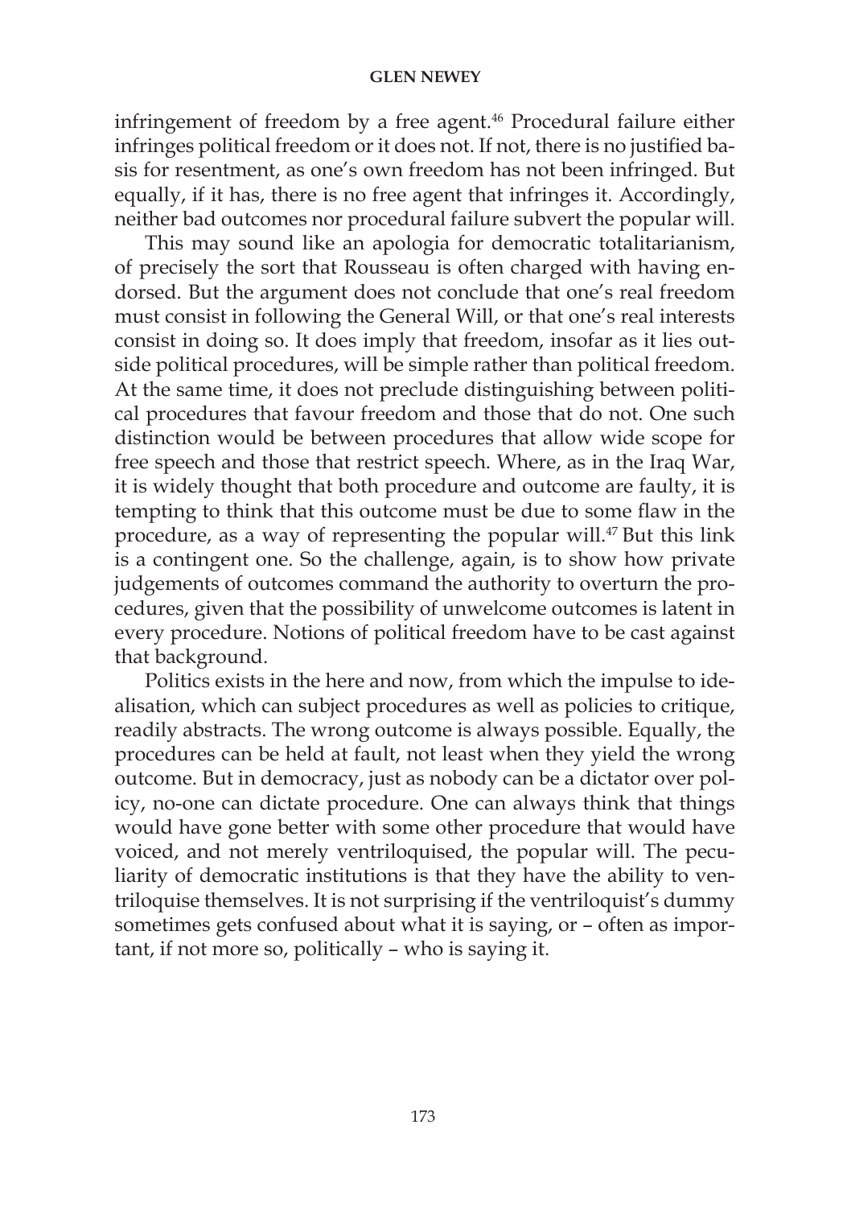infringement of freedom by a free agent.[46] Procedural failure either infringes political freedom or it does not. If not, there is no justified basis for resentment, as one's own freedom has not been infringed. But equally, if it has, there is no free agent that infringes it. Accordingly, neither bad outcomes nor procedural failure subvert the popular will.

This may sound like an apologia for democratic totalitarianism, of precisely the sort that Rousseau is often charged with having endorsed. But the argument does not conclude that one's real freedom must consist in following the General Will, or that one's real interests consist in doing so. It does imply that freedom, insofar as it lies outside political procedures, will be simple rather than political freedom. At the same time, it does not preclude distinguishing between political procedures that favour freedom and those that do not. One such distinction would be between procedures that allow wide scope for free speech and those that restrict speech. Where, as in the Iraq War, it is widely thought that both procedure and outcome are faulty, it is tempting to think that this outcome must be due to some flaw in the procedure, as a way of representing the popular will.[47] But this link is a contingent one. So the challenge, again, is to show how private judgements of outcomes command the authority to overturn the procedures, given that the possibility of unwelcome outcomes is latent in every procedure. Notions of political freedom have to be cast against that background.

Politics exists in the here and now, from which the impulse to idealisation, which can subject procedures as well as policies to critique, readily abstracts. The wrong outcome is always possible. Equally, the procedures can be held at fault, not least when they yield the wrong outcome. But in democracy, just as nobody can be a dictator over policy, no-one can dictate procedure. One can always think that things would have gone better with some other procedure that would have voiced, and not merely ventriloquised, the popular will. The peculiarity of democratic institutions is that they have the ability to ventriloquise themselves. It is not surprising if the ventriloquist's dummy sometimes gets confused about what it is saying, or – often as important, if not more so, politically – who is saying it.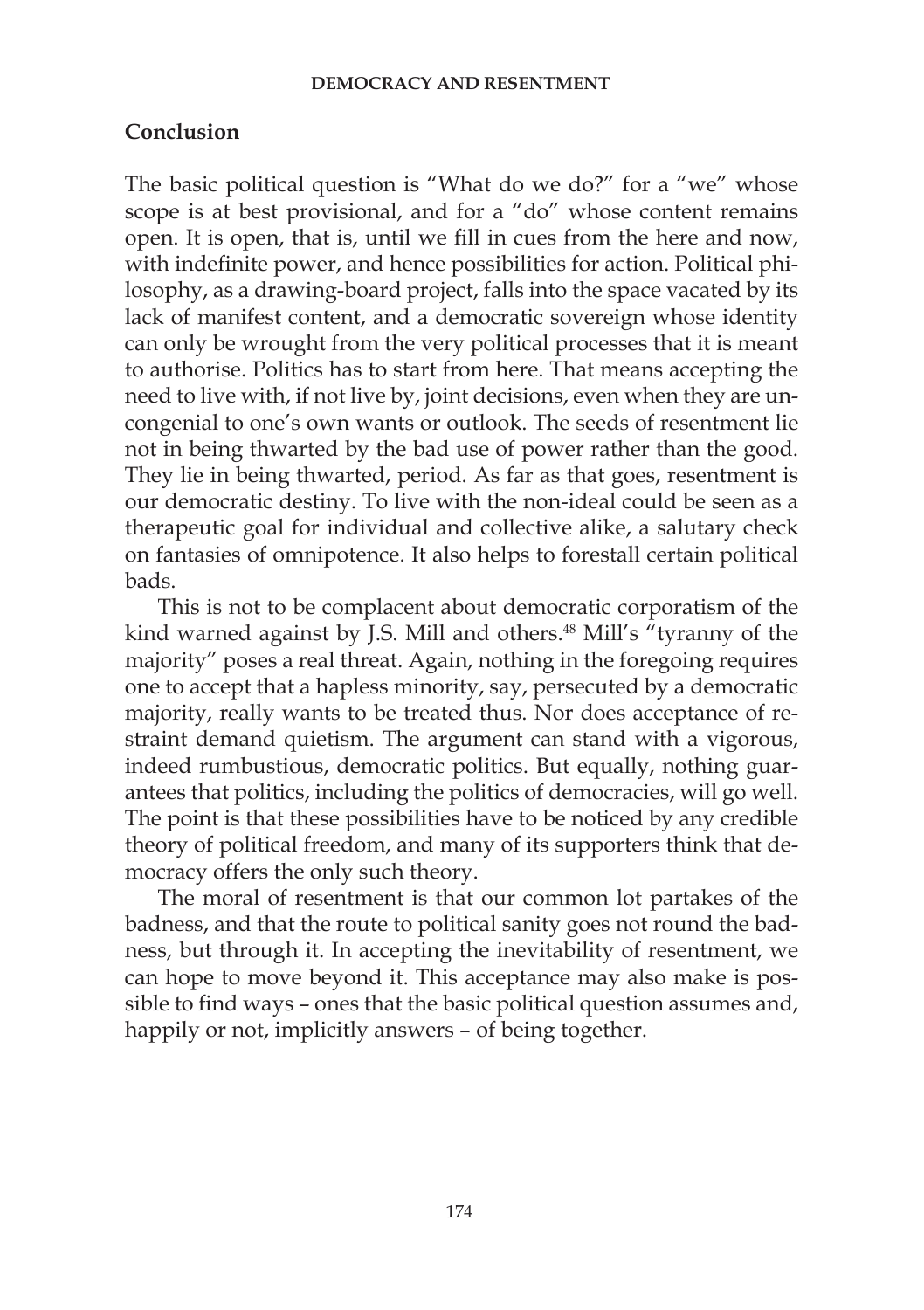## Conclusion

The basic political question is "What do we do?" for a "we" whose scope is at best provisional, and for a "do" whose content remains open. It is open, that is, until we fill in cues from the here and now, with indefinite power, and hence possibilities for action. Political philosophy, as a drawing-board project, falls into the space vacated by its lack of manifest content, and a democratic sovereign whose identity can only be wrought from the very political processes that it is meant to authorise. Politics has to start from here. That means accepting the need to live with, if not live by, joint decisions, even when they are uncongenial to one's own wants or outlook. The seeds of resentment lie not in being thwarted by the bad use of power rather than the good. They lie in being thwarted, period. As far as that goes, resentment is our democratic destiny. To live with the non-ideal could be seen as a therapeutic goal for individual and collective alike, a salutary check on fantasies of omnipotence. It also helps to forestall certain political bads.

This is not to be complacent about democratic corporatism of the kind warned against by J.S. Mill and others.[48] Mill's "tyranny of the majority" poses a real threat. Again, nothing in the foregoing requires one to accept that a hapless minority, say, persecuted by a democratic majority, really wants to be treated thus. Nor does acceptance of restraint demand quietism. The argument can stand with a vigorous, indeed rumbustious, democratic politics. But equally, nothing guarantees that politics, including the politics of democracies, will go well. The point is that these possibilities have to be noticed by any credible theory of political freedom, and many of its supporters think that democracy offers the only such theory.

The moral of resentment is that our common lot partakes of the badness, and that the route to political sanity goes not round the badness, but through it. In accepting the inevitability of resentment, we can hope to move beyond it. This acceptance may also make is possible to find ways – ones that the basic political question assumes and, happily or not, implicitly answers – of being together.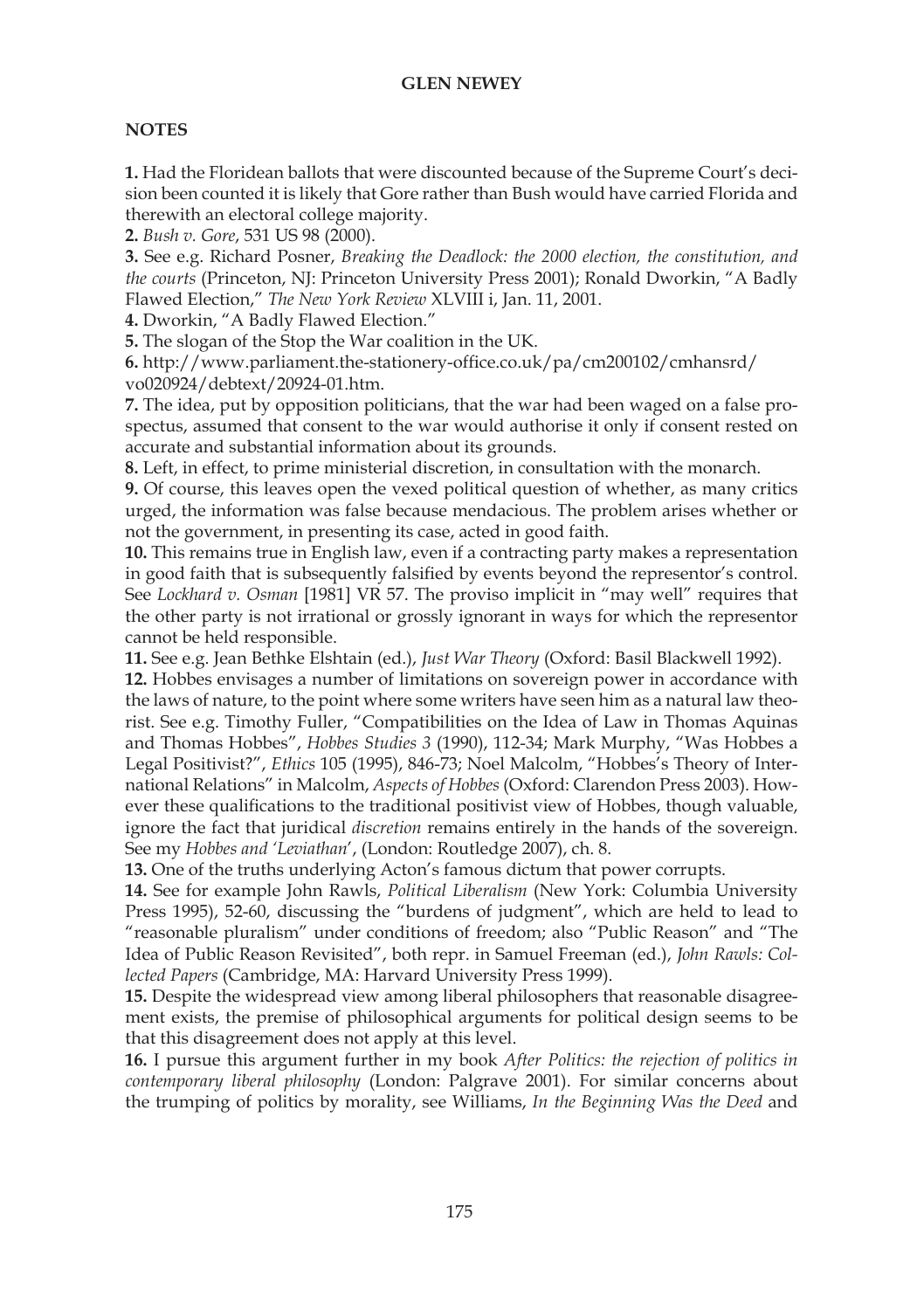## NOTES

**1.** Had the Floridean ballots that were discounted because of the Supreme Court's decision been counted it is likely that Gore rather than Bush would have carried Florida and therewith an electoral college majority.

**2.** *Bush v. Gore*, 531 US 98 (2000).

**3.** See e.g. Richard Posner, *Breaking the Deadlock: the 2000 election, the constitution, and the courts* (Princeton, NJ: Princeton University Press 2001); Ronald Dworkin, "A Badly Flawed Election," *The New York Review* XLVIII i, Jan. 11, 2001.

**4.** Dworkin, "A Badly Flawed Election."

**5.** The slogan of the Stop the War coalition in the UK.

**6.** http://www.parliament.the-stationery-office.co.uk/pa/cm200102/cmhansrd/vo020924/debtext/20924-01.htm.

**7.** The idea, put by opposition politicians, that the war had been waged on a false prospectus, assumed that consent to the war would authorise it only if consent rested on accurate and substantial information about its grounds.

**8.** Left, in effect, to prime ministerial discretion, in consultation with the monarch.

**9.** Of course, this leaves open the vexed political question of whether, as many critics urged, the information was false because mendacious. The problem arises whether or not the government, in presenting its case, acted in good faith.

**10.** This remains true in English law, even if a contracting party makes a representation in good faith that is subsequently falsified by events beyond the representor's control. See *Lockhard v. Osman* [1981] VR 57. The proviso implicit in "may well" requires that the other party is not irrational or grossly ignorant in ways for which the representor cannot be held responsible.

**11.** See e.g. Jean Bethke Elshtain (ed.), *Just War Theory* (Oxford: Basil Blackwell 1992).

**12.** Hobbes envisages a number of limitations on sovereign power in accordance with the laws of nature, to the point where some writers have seen him as a natural law theorist. See e.g. Timothy Fuller, "Compatibilities on the Idea of Law in Thomas Aquinas and Thomas Hobbes", *Hobbes Studies 3* (1990), 112-34; Mark Murphy, "Was Hobbes a Legal Positivist?", *Ethics* 105 (1995), 846-73; Noel Malcolm, "Hobbes's Theory of International Relations" in Malcolm, *Aspects of Hobbes* (Oxford: Clarendon Press 2003). However these qualifications to the traditional positivist view of Hobbes, though valuable, ignore the fact that juridical *discretion* remains entirely in the hands of the sovereign. See my *Hobbes and 'Leviathan'*, (London: Routledge 2007), ch. 8.

**13.** One of the truths underlying Acton's famous dictum that power corrupts.

**14.** See for example John Rawls, *Political Liberalism* (New York: Columbia University Press 1995), 52-60, discussing the "burdens of judgment", which are held to lead to "reasonable pluralism" under conditions of freedom; also "Public Reason" and "The Idea of Public Reason Revisited", both repr. in Samuel Freeman (ed.), *John Rawls: Collected Papers* (Cambridge, MA: Harvard University Press 1999).

**15.** Despite the widespread view among liberal philosophers that reasonable disagreement exists, the premise of philosophical arguments for political design seems to be that this disagreement does not apply at this level.

**16.** I pursue this argument further in my book *After Politics: the rejection of politics in contemporary liberal philosophy* (London: Palgrave 2001). For similar concerns about the trumping of politics by morality, see Williams, *In the Beginning Was the Deed* and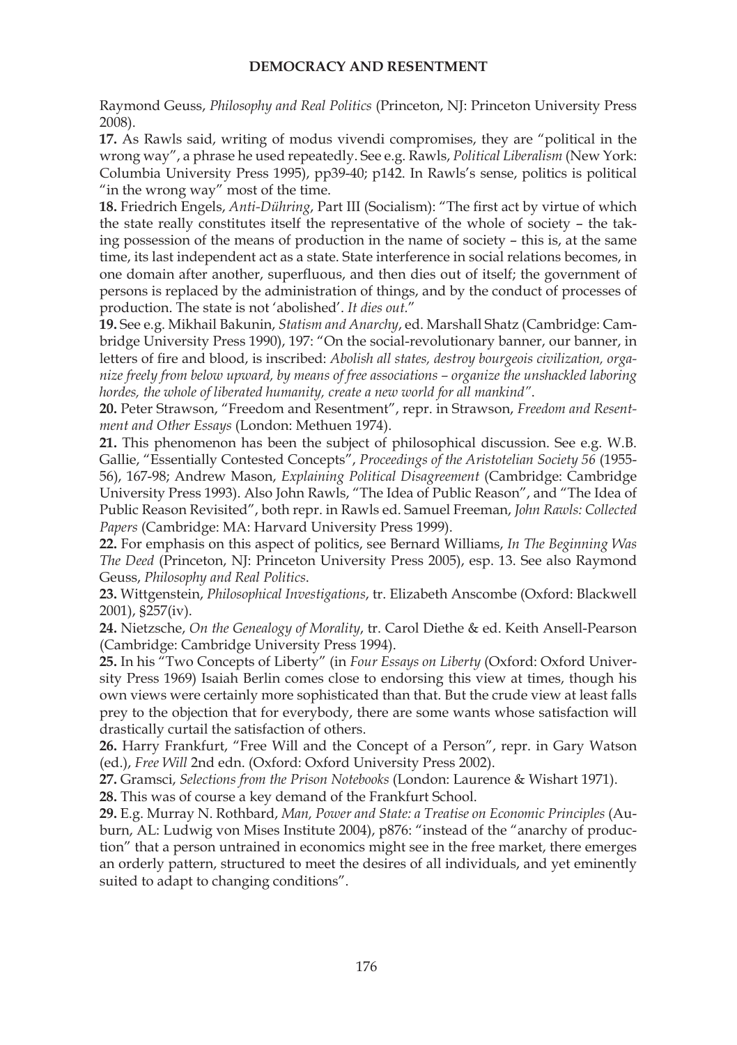Raymond Geuss, *Philosophy and Real Politics* (Princeton, NJ: Princeton University Press 2008).

**17.** As Rawls said, writing of modus vivendi compromises, they are "political in the wrong way", a phrase he used repeatedly. See e.g. Rawls, *Political Liberalism* (New York: Columbia University Press 1995), pp39-40; p142. In Rawls's sense, politics is political "in the wrong way" most of the time.

**18.** Friedrich Engels, *Anti-Dühring*, Part III (Socialism): "The first act by virtue of which the state really constitutes itself the representative of the whole of society – the taking possession of the means of production in the name of society – this is, at the same time, its last independent act as a state. State interference in social relations becomes, in one domain after another, superfluous, and then dies out of itself; the government of persons is replaced by the administration of things, and by the conduct of processes of production. The state is not 'abolished'. *It dies out.*"

**19.** See e.g. Mikhail Bakunin, *Statism and Anarchy*, ed. Marshall Shatz (Cambridge: Cambridge University Press 1990), 197: "On the social-revolutionary banner, our banner, in letters of fire and blood, is inscribed: *Abolish all states, destroy bourgeois civilization, organize freely from below upward, by means of free associations – organize the unshackled laboring hordes, the whole of liberated humanity, create a new world for all mankind*".

**20.** Peter Strawson, "Freedom and Resentment", repr. in Strawson, *Freedom and Resentment and Other Essays* (London: Methuen 1974).

**21.** This phenomenon has been the subject of philosophical discussion. See e.g. W.B. Gallie, "Essentially Contested Concepts", *Proceedings of the Aristotelian Society 56* (1955-56), 167-98; Andrew Mason, *Explaining Political Disagreement* (Cambridge: Cambridge University Press 1993). Also John Rawls, "The Idea of Public Reason", and "The Idea of Public Reason Revisited", both repr. in Rawls ed. Samuel Freeman, *John Rawls: Collected Papers* (Cambridge: MA: Harvard University Press 1999).

**22.** For emphasis on this aspect of politics, see Bernard Williams, *In The Beginning Was The Deed* (Princeton, NJ: Princeton University Press 2005), esp. 13. See also Raymond Geuss, *Philosophy and Real Politics*.

**23.** Wittgenstein, *Philosophical Investigations*, tr. Elizabeth Anscombe (Oxford: Blackwell 2001), §257(iv).

**24.** Nietzsche, *On the Genealogy of Morality*, tr. Carol Diethe & ed. Keith Ansell-Pearson (Cambridge: Cambridge University Press 1994).

**25.** In his "Two Concepts of Liberty" (in *Four Essays on Liberty* (Oxford: Oxford University Press 1969) Isaiah Berlin comes close to endorsing this view at times, though his own views were certainly more sophisticated than that. But the crude view at least falls prey to the objection that for everybody, there are some wants whose satisfaction will drastically curtail the satisfaction of others.

**26.** Harry Frankfurt, "Free Will and the Concept of a Person", repr. in Gary Watson (ed.), *Free Will* 2nd edn. (Oxford: Oxford University Press 2002).

**27.** Gramsci, *Selections from the Prison Notebooks* (London: Laurence & Wishart 1971).

**28.** This was of course a key demand of the Frankfurt School.

**29.** E.g. Murray N. Rothbard, *Man, Power and State: a Treatise on Economic Principles* (Auburn, AL: Ludwig von Mises Institute 2004), p876: "instead of the "anarchy of production" that a person untrained in economics might see in the free market, there emerges an orderly pattern, structured to meet the desires of all individuals, and yet eminently suited to adapt to changing conditions".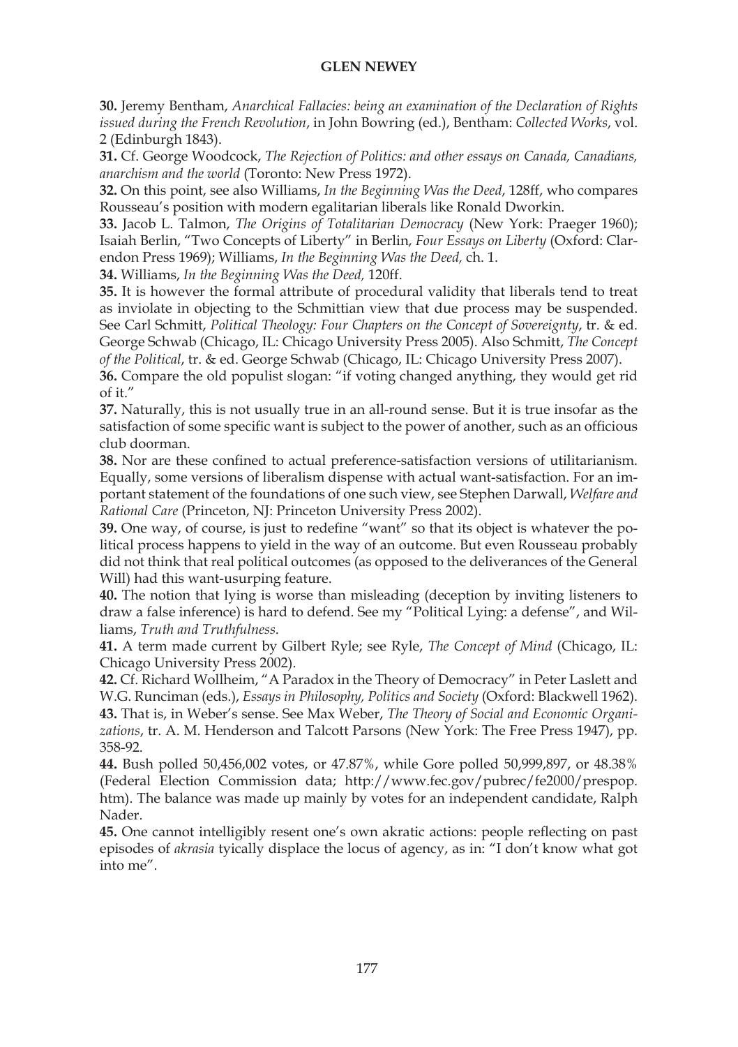**30.** Jeremy Bentham, *Anarchical Fallacies: being an examination of the Declaration of Rights issued during the French Revolution*, in John Bowring (ed.), Bentham: *Collected Works*, vol. 2 (Edinburgh 1843).

**31.** Cf. George Woodcock, *The Rejection of Politics: and other essays on Canada, Canadians, anarchism and the world* (Toronto: New Press 1972).

**32.** On this point, see also Williams, *In the Beginning Was the Deed*, 128ff, who compares Rousseau's position with modern egalitarian liberals like Ronald Dworkin.

**33.** Jacob L. Talmon, *The Origins of Totalitarian Democracy* (New York: Praeger 1960); Isaiah Berlin, "Two Concepts of Liberty" in Berlin, *Four Essays on Liberty* (Oxford: Clarendon Press 1969); Williams, *In the Beginning Was the Deed,* ch. 1.

**34.** Williams, *In the Beginning Was the Deed,* 120ff.

**35.** It is however the formal attribute of procedural validity that liberals tend to treat as inviolate in objecting to the Schmittian view that due process may be suspended. See Carl Schmitt, *Political Theology: Four Chapters on the Concept of Sovereignty*, tr. & ed. George Schwab (Chicago, IL: Chicago University Press 2005). Also Schmitt, *The Concept of the Political*, tr. & ed. George Schwab (Chicago, IL: Chicago University Press 2007).

**36.** Compare the old populist slogan: "if voting changed anything, they would get rid of it."

**37.** Naturally, this is not usually true in an all-round sense. But it is true insofar as the satisfaction of some specific want is subject to the power of another, such as an officious club doorman.

**38.** Nor are these confined to actual preference-satisfaction versions of utilitarianism. Equally, some versions of liberalism dispense with actual want-satisfaction. For an important statement of the foundations of one such view, see Stephen Darwall, *Welfare and Rational Care* (Princeton, NJ: Princeton University Press 2002).

**39.** One way, of course, is just to redefine "want" so that its object is whatever the political process happens to yield in the way of an outcome. But even Rousseau probably did not think that real political outcomes (as opposed to the deliverances of the General Will) had this want-usurping feature.

**40.** The notion that lying is worse than misleading (deception by inviting listeners to draw a false inference) is hard to defend. See my "Political Lying: a defense", and Williams, *Truth and Truthfulness*.

**41.** A term made current by Gilbert Ryle; see Ryle, *The Concept of Mind* (Chicago, IL: Chicago University Press 2002).

**42.** Cf. Richard Wollheim, "A Paradox in the Theory of Democracy" in Peter Laslett and W.G. Runciman (eds.), *Essays in Philosophy, Politics and Society* (Oxford: Blackwell 1962).

**43.** That is, in Weber's sense. See Max Weber, *The Theory of Social and Economic Organizations*, tr. A. M. Henderson and Talcott Parsons (New York: The Free Press 1947), pp. 358-92.

**44.** Bush polled 50,456,002 votes, or 47.87%, while Gore polled 50,999,897, or 48.38% (Federal Election Commission data; http://www.fec.gov/pubrec/fe2000/prespop.htm). The balance was made up mainly by votes for an independent candidate, Ralph Nader.

**45.** One cannot intelligibly resent one's own akratic actions: people reflecting on past episodes of *akrasia* tyically displace the locus of agency, as in: "I don't know what got into me".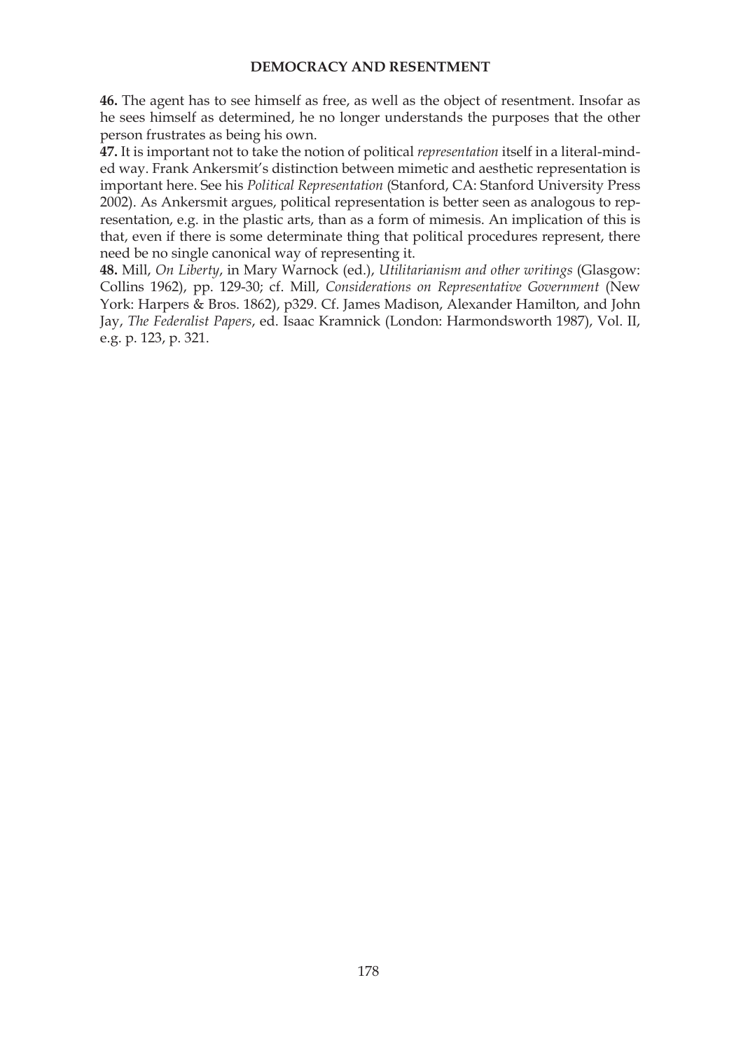**46.** The agent has to see himself as free, as well as the object of resentment. Insofar as he sees himself as determined, he no longer understands the purposes that the other person frustrates as being his own.

**47.** It is important not to take the notion of political *representation* itself in a literal-minded way. Frank Ankersmit's distinction between mimetic and aesthetic representation is important here. See his *Political Representation* (Stanford, CA: Stanford University Press 2002). As Ankersmit argues, political representation is better seen as analogous to representation, e.g. in the plastic arts, than as a form of mimesis. An implication of this is that, even if there is some determinate thing that political procedures represent, there need be no single canonical way of representing it.

**48.** Mill, *On Liberty*, in Mary Warnock (ed.), *Utilitarianism and other writings* (Glasgow: Collins 1962), pp. 129-30; cf. Mill, *Considerations on Representative Government* (New York: Harpers & Bros. 1862), p329. Cf. James Madison, Alexander Hamilton, and John Jay, *The Federalist Papers*, ed. Isaac Kramnick (London: Harmondsworth 1987), Vol. II, e.g. p. 123, p. 321.